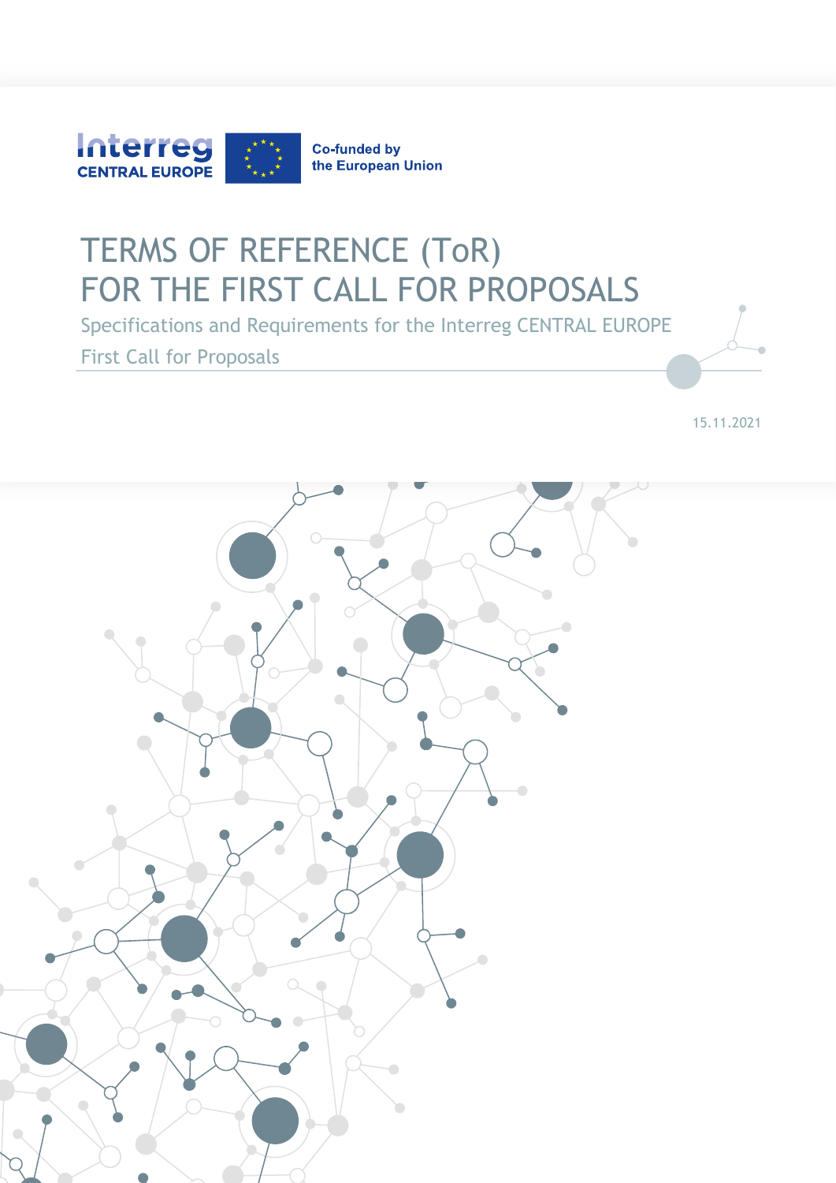Interreg CENTRAL EUROPE

Co-funded by the European Union

# TERMS OF REFERENCE (ToR) FOR THE FIRST CALL FOR PROPOSALS

Specifications and Requirements for the Interreg CENTRAL EUROPE First Call for Proposals

15.11.2021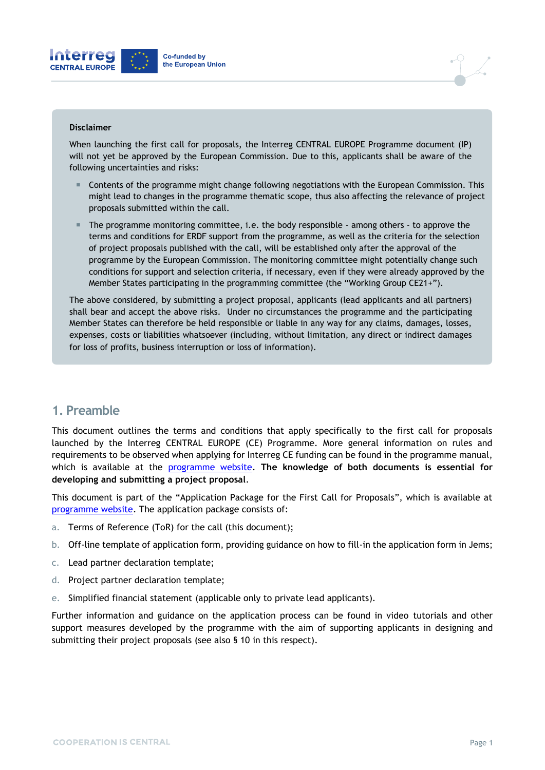**Disclaimer**

When launching the first call for proposals, the Interreg CENTRAL EUROPE Programme document (IP) will not yet be approved by the European Commission. Due to this, applicants shall be aware of the following uncertainties and risks:

- Contents of the programme might change following negotiations with the European Commission. This might lead to changes in the programme thematic scope, thus also affecting the relevance of project proposals submitted within the call.
- The programme monitoring committee, i.e. the body responsible - among others - to approve the terms and conditions for ERDF support from the programme, as well as the criteria for the selection of project proposals published with the call, will be established only after the approval of the programme by the European Commission. The monitoring committee might potentially change such conditions for support and selection criteria, if necessary, even if they were already approved by the Member States participating in the programming committee (the "Working Group CE21+").

The above considered, by submitting a project proposal, applicants (lead applicants and all partners) shall bear and accept the above risks. Under no circumstances the programme and the participating Member States can therefore be held responsible or liable in any way for any claims, damages, losses, expenses, costs or liabilities whatsoever (including, without limitation, any direct or indirect damages for loss of profits, business interruption or loss of information).

## 1. Preamble

This document outlines the terms and conditions that apply specifically to the first call for proposals launched by the Interreg CENTRAL EUROPE (CE) Programme. More general information on rules and requirements to be observed when applying for Interreg CE funding can be found in the programme manual, which is available at the programme website. **The knowledge of both documents is essential for developing and submitting a project proposal**.

This document is part of the "Application Package for the First Call for Proposals", which is available at programme website. The application package consists of:

a. Terms of Reference (ToR) for the call (this document);

b. Off-line template of application form, providing guidance on how to fill-in the application form in Jems;

c. Lead partner declaration template;

d. Project partner declaration template;

e. Simplified financial statement (applicable only to private lead applicants).

Further information and guidance on the application process can be found in video tutorials and other support measures developed by the programme with the aim of supporting applicants in designing and submitting their project proposals (see also § 10 in this respect).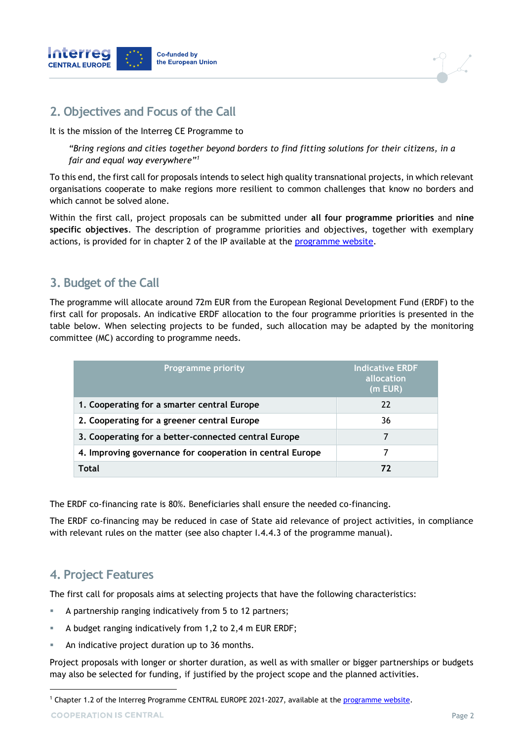## 2. Objectives and Focus of the Call

It is the mission of the Interreg CE Programme to

*"Bring regions and cities together beyond borders to find fitting solutions for their citizens, in a fair and equal way everywhere"*[1]

To this end, the first call for proposals intends to select high quality transnational projects, in which relevant organisations cooperate to make regions more resilient to common challenges that know no borders and which cannot be solved alone.

Within the first call, project proposals can be submitted under **all four programme priorities** and **nine specific objectives**. The description of programme priorities and objectives, together with exemplary actions, is provided for in chapter 2 of the IP available at the programme website.

## 3. Budget of the Call

The programme will allocate around 72m EUR from the European Regional Development Fund (ERDF) to the first call for proposals. An indicative ERDF allocation to the four programme priorities is presented in the table below. When selecting projects to be funded, such allocation may be adapted by the monitoring committee (MC) according to programme needs.

| Programme priority | Indicative ERDF allocation (m EUR) |
|---|---|
| **1. Cooperating for a smarter central Europe** | 22 |
| **2. Cooperating for a greener central Europe** | 36 |
| **3. Cooperating for a better-connected central Europe** | 7 |
| **4. Improving governance for cooperation in central Europe** | 7 |
| **Total** | **72** |

The ERDF co-financing rate is 80%. Beneficiaries shall ensure the needed co-financing.

The ERDF co-financing may be reduced in case of State aid relevance of project activities, in compliance with relevant rules on the matter (see also chapter I.4.4.3 of the programme manual).

## 4. Project Features

The first call for proposals aims at selecting projects that have the following characteristics:

- A partnership ranging indicatively from 5 to 12 partners;
- A budget ranging indicatively from 1,2 to 2,4 m EUR ERDF;
- An indicative project duration up to 36 months.

Project proposals with longer or shorter duration, as well as with smaller or bigger partnerships or budgets may also be selected for funding, if justified by the project scope and the planned activities.

[1] Chapter 1.2 of the Interreg Programme CENTRAL EUROPE 2021-2027, available at the programme website.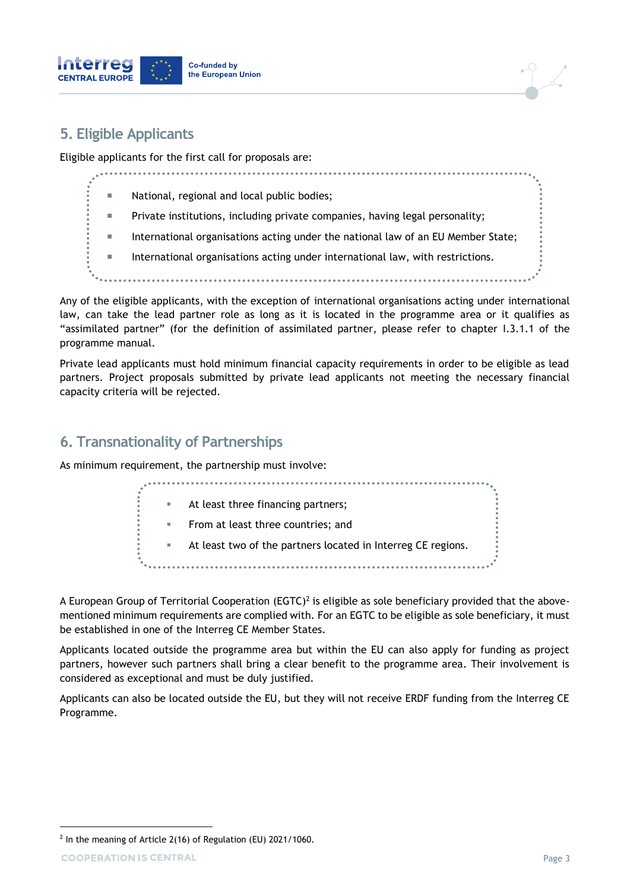## 5. Eligible Applicants

Eligible applicants for the first call for proposals are:

- National, regional and local public bodies;
- Private institutions, including private companies, having legal personality;
- International organisations acting under the national law of an EU Member State;
- International organisations acting under international law, with restrictions.

Any of the eligible applicants, with the exception of international organisations acting under international law, can take the lead partner role as long as it is located in the programme area or it qualifies as "assimilated partner" (for the definition of assimilated partner, please refer to chapter I.3.1.1 of the programme manual.

Private lead applicants must hold minimum financial capacity requirements in order to be eligible as lead partners. Project proposals submitted by private lead applicants not meeting the necessary financial capacity criteria will be rejected.

## 6. Transnationality of Partnerships

As minimum requirement, the partnership must involve:

- At least three financing partners;
- From at least three countries; and
- At least two of the partners located in Interreg CE regions.

A European Group of Territorial Cooperation (EGTC)[2] is eligible as sole beneficiary provided that the above-mentioned minimum requirements are complied with. For an EGTC to be eligible as sole beneficiary, it must be established in one of the Interreg CE Member States.

Applicants located outside the programme area but within the EU can also apply for funding as project partners, however such partners shall bring a clear benefit to the programme area. Their involvement is considered as exceptional and must be duly justified.

Applicants can also be located outside the EU, but they will not receive ERDF funding from the Interreg CE Programme.

[2] In the meaning of Article 2(16) of Regulation (EU) 2021/1060.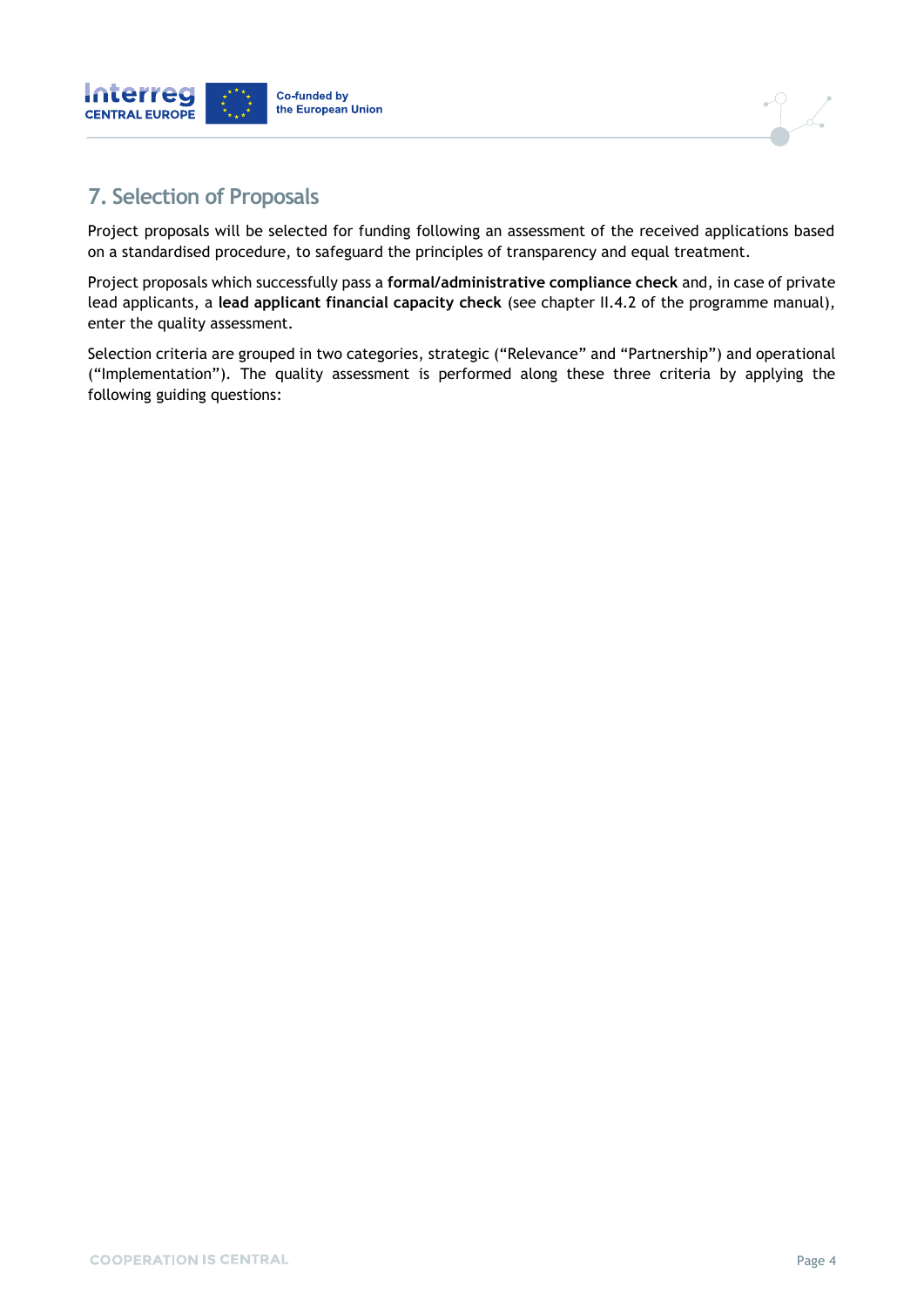## 7. Selection of Proposals

Project proposals will be selected for funding following an assessment of the received applications based on a standardised procedure, to safeguard the principles of transparency and equal treatment.

Project proposals which successfully pass a **formal/administrative compliance check** and, in case of private lead applicants, a **lead applicant financial capacity check** (see chapter II.4.2 of the programme manual), enter the quality assessment.

Selection criteria are grouped in two categories, strategic ("Relevance" and "Partnership") and operational ("Implementation"). The quality assessment is performed along these three criteria by applying the following guiding questions: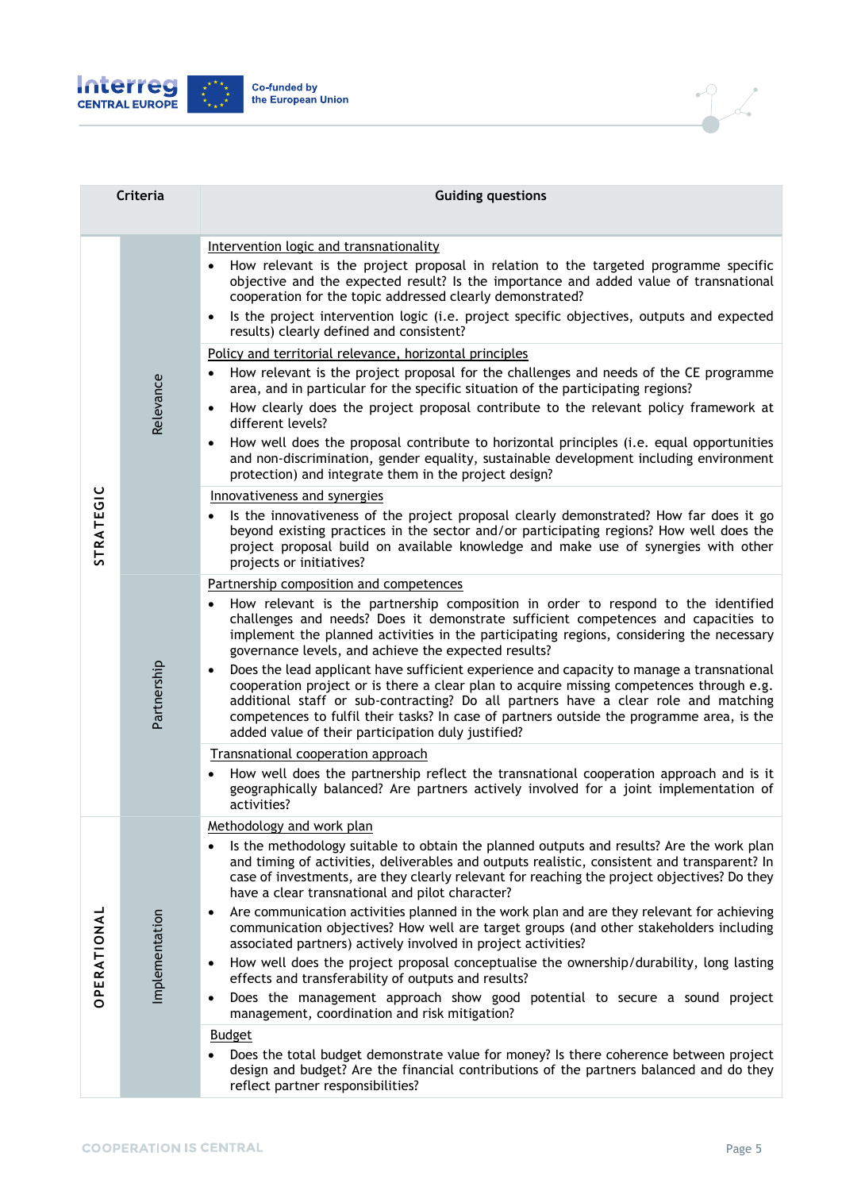| Criteria | | Guiding questions |
|---|---|---|
| STRATEGIC | Relevance | Intervention logic and transnationality<br>• How relevant is the project proposal in relation to the targeted programme specific objective and the expected result? Is the importance and added value of transnational cooperation for the topic addressed clearly demonstrated?<br>• Is the project intervention logic (i.e. project specific objectives, outputs and expected results) clearly defined and consistent? |
| | | Policy and territorial relevance, horizontal principles<br>• How relevant is the project proposal for the challenges and needs of the CE programme area, and in particular for the specific situation of the participating regions?<br>• How clearly does the project proposal contribute to the relevant policy framework at different levels?<br>• How well does the proposal contribute to horizontal principles (i.e. equal opportunities and non-discrimination, gender equality, sustainable development including environment protection) and integrate them in the project design? |
| | | Innovativeness and synergies<br>• Is the innovativeness of the project proposal clearly demonstrated? How far does it go beyond existing practices in the sector and/or participating regions? How well does the project proposal build on available knowledge and make use of synergies with other projects or initiatives? |
| | Partnership | Partnership composition and competences<br>• How relevant is the partnership composition in order to respond to the identified challenges and needs? Does it demonstrate sufficient competences and capacities to implement the planned activities in the participating regions, considering the necessary governance levels, and achieve the expected results?<br>• Does the lead applicant have sufficient experience and capacity to manage a transnational cooperation project or is there a clear plan to acquire missing competences through e.g. additional staff or sub-contracting? Do all partners have a clear role and matching competences to fulfil their tasks? In case of partners outside the programme area, is the added value of their participation duly justified? |
| | | Transnational cooperation approach<br>• How well does the partnership reflect the transnational cooperation approach and is it geographically balanced? Are partners actively involved for a joint implementation of activities? |
| OPERATIONAL | Implementation | Methodology and work plan<br>• Is the methodology suitable to obtain the planned outputs and results? Are the work plan and timing of activities, deliverables and outputs realistic, consistent and transparent? In case of investments, are they clearly relevant for reaching the project objectives? Do they have a clear transnational and pilot character?<br>• Are communication activities planned in the work plan and are they relevant for achieving communication objectives? How well are target groups (and other stakeholders including associated partners) actively involved in project activities?<br>• How well does the project proposal conceptualise the ownership/durability, long lasting effects and transferability of outputs and results?<br>• Does the management approach show good potential to secure a sound project management, coordination and risk mitigation? |
| | | Budget<br>• Does the total budget demonstrate value for money? Is there coherence between project design and budget? Are the financial contributions of the partners balanced and do they reflect partner responsibilities? |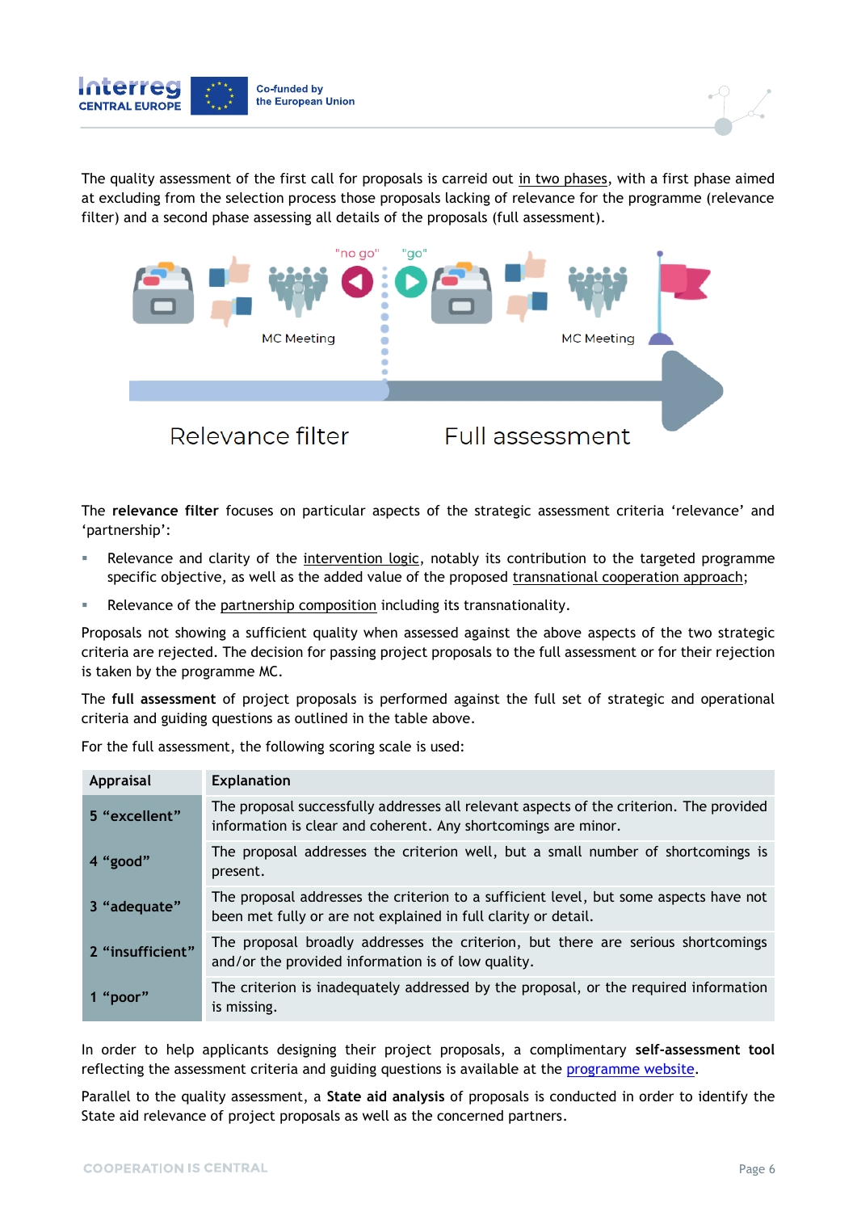The quality assessment of the first call for proposals is carreid out in two phases, with a first phase aimed at excluding from the selection process those proposals lacking of relevance for the programme (relevance filter) and a second phase assessing all details of the proposals (full assessment).

"no go" "go"

MC Meeting MC Meeting

Relevance filter Full assessment

The **relevance filter** focuses on particular aspects of the strategic assessment criteria 'relevance' and 'partnership':

- Relevance and clarity of the intervention logic, notably its contribution to the targeted programme specific objective, as well as the added value of the proposed transnational cooperation approach;
- Relevance of the partnership composition including its transnationality.

Proposals not showing a sufficient quality when assessed against the above aspects of the two strategic criteria are rejected. The decision for passing project proposals to the full assessment or for their rejection is taken by the programme MC.

The **full assessment** of project proposals is performed against the full set of strategic and operational criteria and guiding questions as outlined in the table above.

For the full assessment, the following scoring scale is used:

| Appraisal | Explanation |
|---|---|
| **5 "excellent"** | The proposal successfully addresses all relevant aspects of the criterion. The provided information is clear and coherent. Any shortcomings are minor. |
| **4 "good"** | The proposal addresses the criterion well, but a small number of shortcomings is present. |
| **3 "adequate"** | The proposal addresses the criterion to a sufficient level, but some aspects have not been met fully or are not explained in full clarity or detail. |
| **2 "insufficient"** | The proposal broadly addresses the criterion, but there are serious shortcomings and/or the provided information is of low quality. |
| **1 "poor"** | The criterion is inadequately addressed by the proposal, or the required information is missing. |

In order to help applicants designing their project proposals, a complimentary **self-assessment tool** reflecting the assessment criteria and guiding questions is available at the programme website.

Parallel to the quality assessment, a **State aid analysis** of proposals is conducted in order to identify the State aid relevance of project proposals as well as the concerned partners.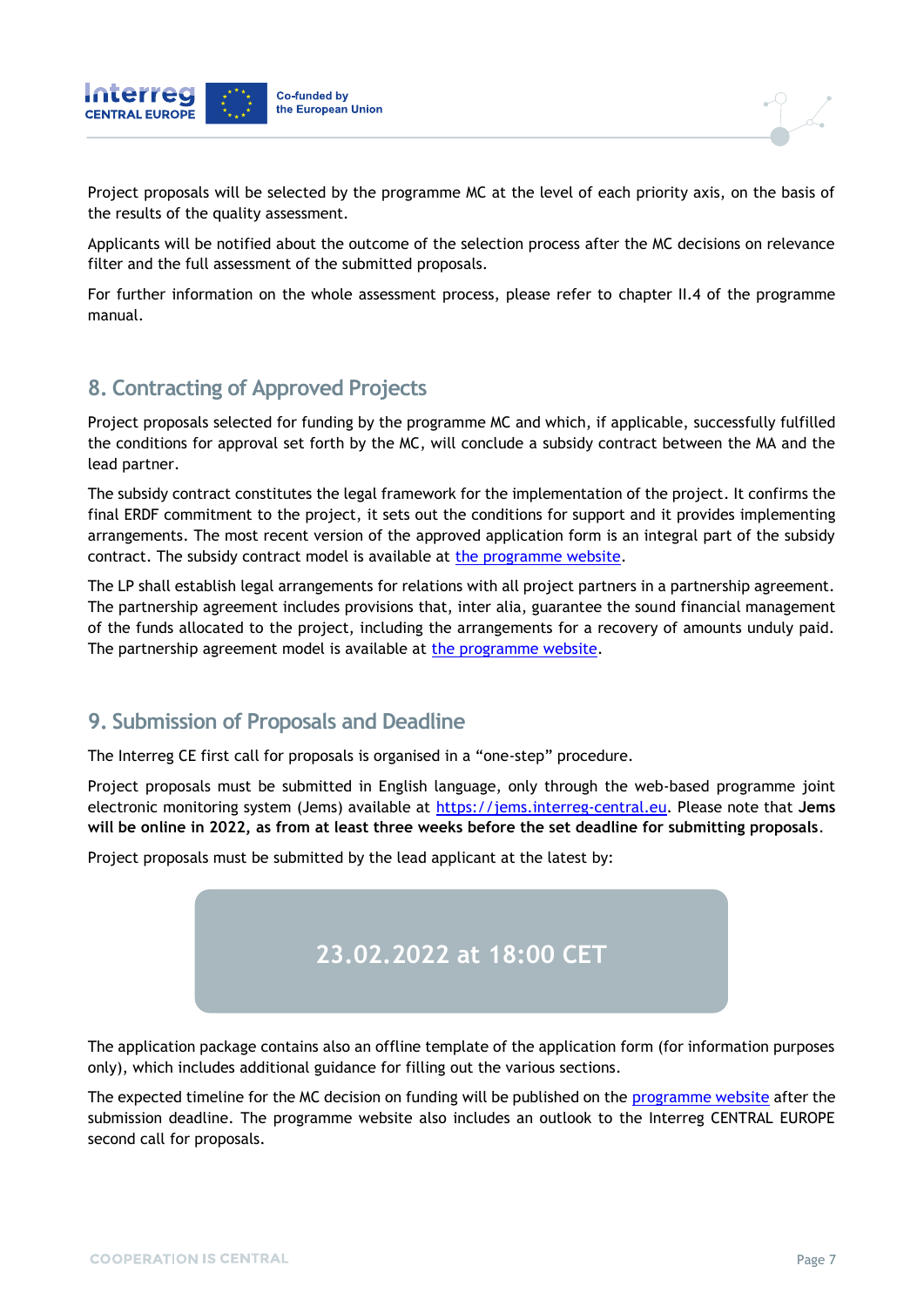Project proposals will be selected by the programme MC at the level of each priority axis, on the basis of the results of the quality assessment.

Applicants will be notified about the outcome of the selection process after the MC decisions on relevance filter and the full assessment of the submitted proposals.

For further information on the whole assessment process, please refer to chapter II.4 of the programme manual.

## 8. Contracting of Approved Projects

Project proposals selected for funding by the programme MC and which, if applicable, successfully fulfilled the conditions for approval set forth by the MC, will conclude a subsidy contract between the MA and the lead partner.

The subsidy contract constitutes the legal framework for the implementation of the project. It confirms the final ERDF commitment to the project, it sets out the conditions for support and it provides implementing arrangements. The most recent version of the approved application form is an integral part of the subsidy contract. The subsidy contract model is available at the programme website.

The LP shall establish legal arrangements for relations with all project partners in a partnership agreement. The partnership agreement includes provisions that, inter alia, guarantee the sound financial management of the funds allocated to the project, including the arrangements for a recovery of amounts unduly paid. The partnership agreement model is available at the programme website.

## 9. Submission of Proposals and Deadline

The Interreg CE first call for proposals is organised in a "one-step" procedure.

Project proposals must be submitted in English language, only through the web-based programme joint electronic monitoring system (Jems) available at https://jems.interreg-central.eu. Please note that **Jems will be online in 2022, as from at least three weeks before the set deadline for submitting proposals**.

Project proposals must be submitted by the lead applicant at the latest by:

**23.02.2022 at 18:00 CET**

The application package contains also an offline template of the application form (for information purposes only), which includes additional guidance for filling out the various sections.

The expected timeline for the MC decision on funding will be published on the programme website after the submission deadline. The programme website also includes an outlook to the Interreg CENTRAL EUROPE second call for proposals.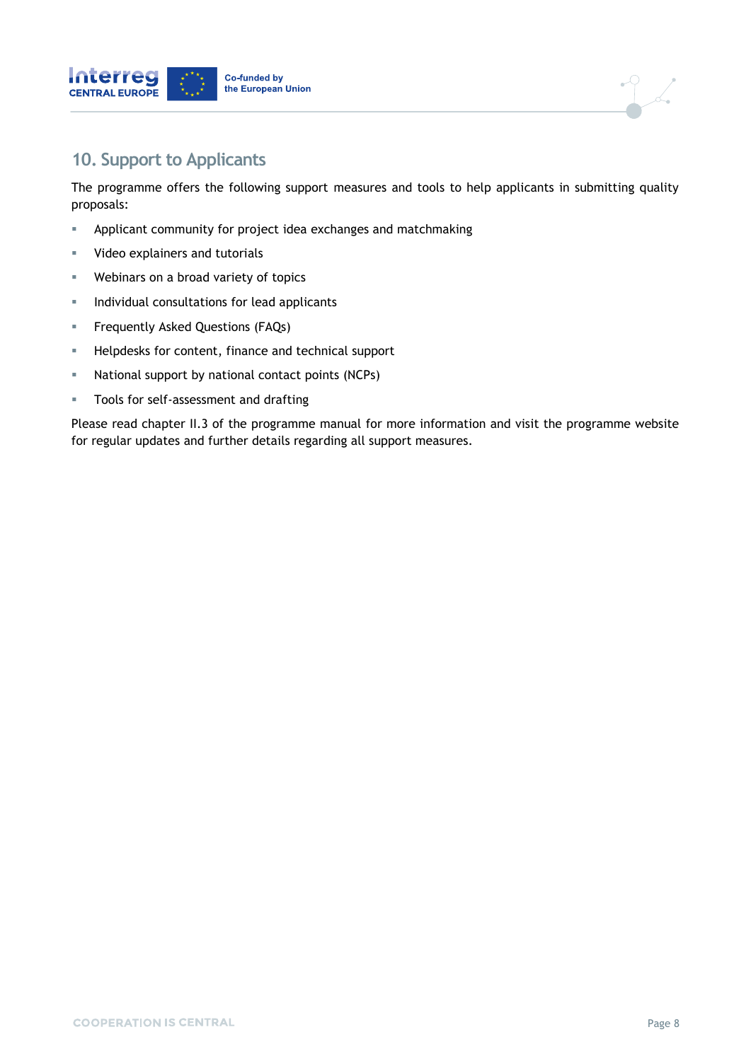## 10. Support to Applicants

The programme offers the following support measures and tools to help applicants in submitting quality proposals:

- Applicant community for project idea exchanges and matchmaking
- Video explainers and tutorials
- Webinars on a broad variety of topics
- Individual consultations for lead applicants
- Frequently Asked Questions (FAQs)
- Helpdesks for content, finance and technical support
- National support by national contact points (NCPs)
- Tools for self-assessment and drafting

Please read chapter II.3 of the programme manual for more information and visit the programme website for regular updates and further details regarding all support measures.